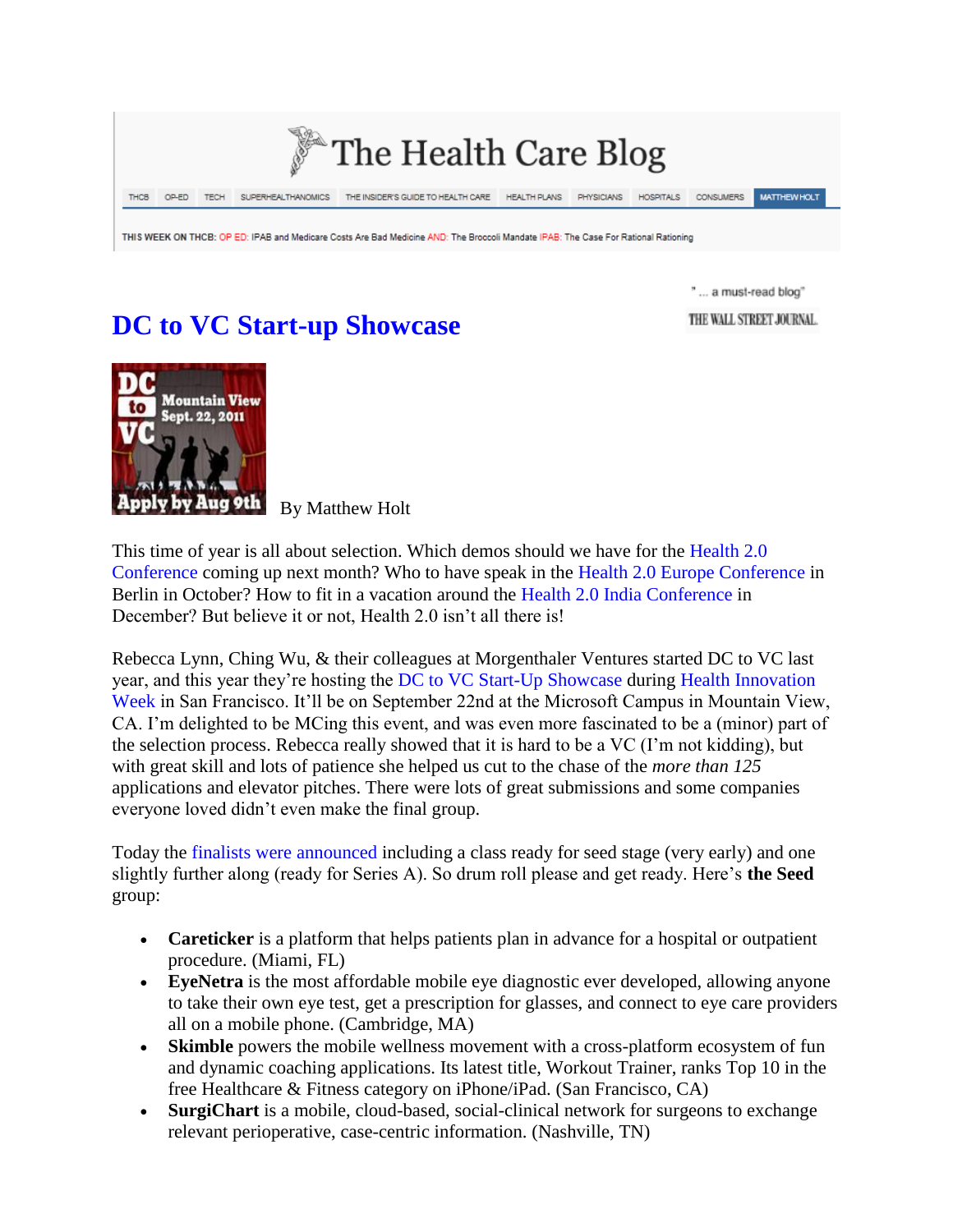# The Health Care Blog

THCB | OP-ED | TECH | SUPERHEALTHANOMICS | THE INSIDER'S GUIDE TO HEALTH CARE | HEALTH PLANS | PHYSICIANS | HOSPITALS | CONSUMERS | MATTHEW HOLT

THIS WEEK ON THCB: OP ED: IPAB and Medicare Costs Are Bad Medicine AND: The Broccoli Mandate IPAB: The Case For Rational Rationing

"... a must-read blog" THE WALL STREET JOURNAL

## DC to VC Start-up Showcase

By Matthew Holt

This time of year is all about selection. Which demos should we have for the Health 2.0 Conference coming up next month? Who to have speak in the Health 2.0 Europe Conference in Berlin in October? How to fit in a vacation around the Health 2.0 India Conference in December? But believe it or not, Health 2.0 isn't all there is!

Rebecca Lynn, Ching Wu, & their colleagues at Morgenthaler Ventures started DC to VC last year, and this year they're hosting the DC to VC Start-Up Showcase during Health Innovation Week in San Francisco. It'll be on September 22nd at the Microsoft Campus in Mountain View, CA. I'm delighted to be MCing this event, and was even more fascinated to be a (minor) part of the selection process. Rebecca really showed that it is hard to be a VC (I'm not kidding), but with great skill and lots of patience she helped us cut to the chase of the *more than 125* applications and elevator pitches. There were lots of great submissions and some companies everyone loved didn't even make the final group.

Today the finalists were announced including a class ready for seed stage (very early) and one slightly further along (ready for Series A). So drum roll please and get ready. Here's **the Seed** group:

- **Careticker** is a platform that helps patients plan in advance for a hospital or outpatient procedure. (Miami, FL)
- **EyeNetra** is the most affordable mobile eye diagnostic ever developed, allowing anyone to take their own eye test, get a prescription for glasses, and connect to eye care providers all on a mobile phone. (Cambridge, MA)
- **Skimble** powers the mobile wellness movement with a cross-platform ecosystem of fun and dynamic coaching applications. Its latest title, Workout Trainer, ranks Top 10 in the free Healthcare & Fitness category on iPhone/iPad. (San Francisco, CA)
- **SurgiChart** is a mobile, cloud-based, social-clinical network for surgeons to exchange relevant perioperative, case-centric information. (Nashville, TN)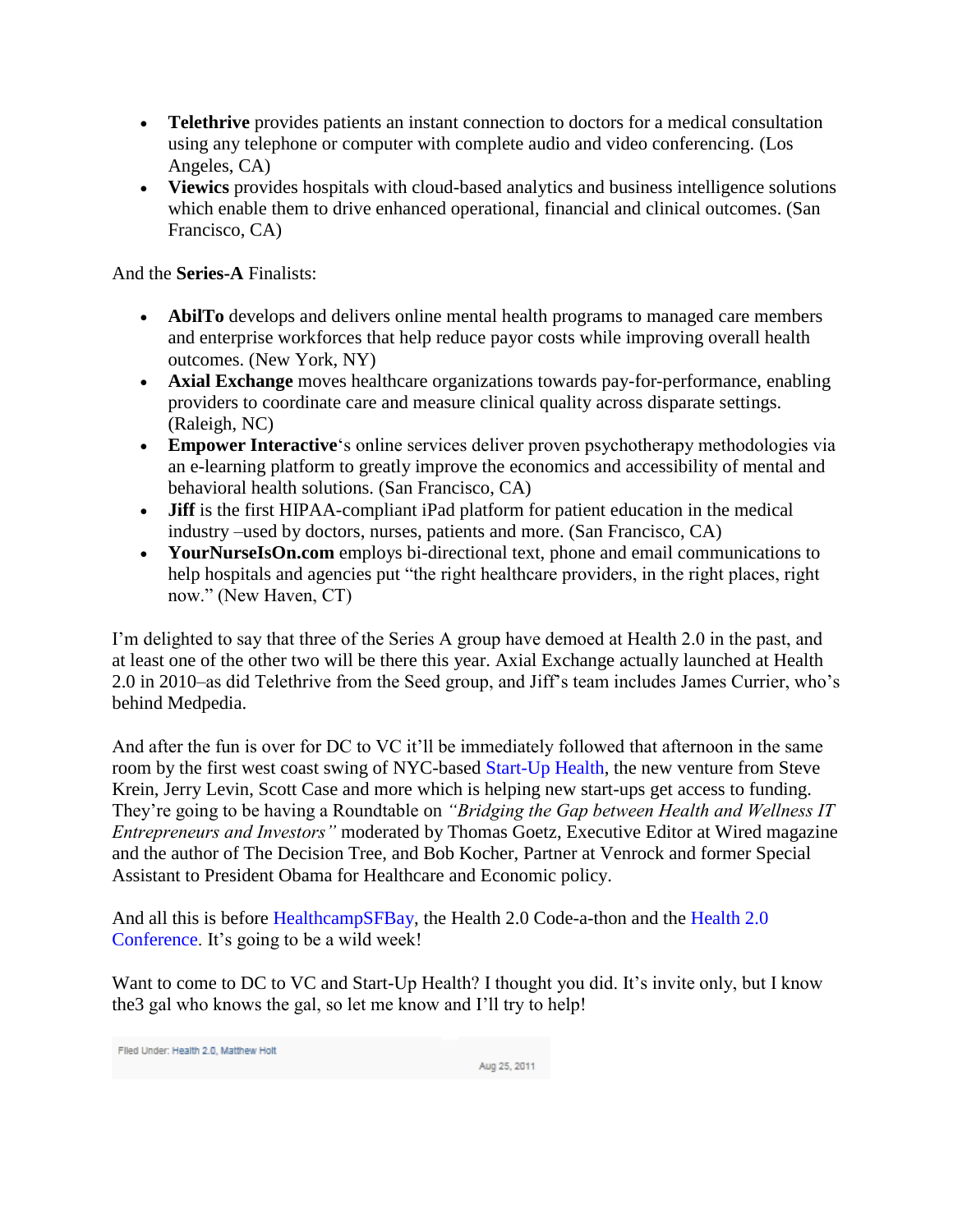- **Telethrive** provides patients an instant connection to doctors for a medical consultation using any telephone or computer with complete audio and video conferencing. (Los Angeles, CA)
- **Viewics** provides hospitals with cloud-based analytics and business intelligence solutions which enable them to drive enhanced operational, financial and clinical outcomes. (San Francisco, CA)

And the **Series-A** Finalists:

- **AbilTo** develops and delivers online mental health programs to managed care members and enterprise workforces that help reduce payor costs while improving overall health outcomes. (New York, NY)
- **Axial Exchange** moves healthcare organizations towards pay-for-performance, enabling providers to coordinate care and measure clinical quality across disparate settings. (Raleigh, NC)
- **Empower Interactive**'s online services deliver proven psychotherapy methodologies via an e-learning platform to greatly improve the economics and accessibility of mental and behavioral health solutions. (San Francisco, CA)
- **Jiff** is the first HIPAA-compliant iPad platform for patient education in the medical industry –used by doctors, nurses, patients and more. (San Francisco, CA)
- **YourNurseIsOn.com** employs bi-directional text, phone and email communications to help hospitals and agencies put "the right healthcare providers, in the right places, right now." (New Haven, CT)

I'm delighted to say that three of the Series A group have demoed at Health 2.0 in the past, and at least one of the other two will be there this year. Axial Exchange actually launched at Health 2.0 in 2010–as did Telethrive from the Seed group, and Jiff's team includes James Currier, who's behind Medpedia.

And after the fun is over for DC to VC it'll be immediately followed that afternoon in the same room by the first west coast swing of NYC-based Start-Up Health, the new venture from Steve Krein, Jerry Levin, Scott Case and more which is helping new start-ups get access to funding. They're going to be having a Roundtable on *"Bridging the Gap between Health and Wellness IT Entrepreneurs and Investors"* moderated by Thomas Goetz, Executive Editor at Wired magazine and the author of The Decision Tree, and Bob Kocher, Partner at Venrock and former Special Assistant to President Obama for Healthcare and Economic policy.

And all this is before HealthcampSFBay, the Health 2.0 Code-a-thon and the Health 2.0 Conference. It's going to be a wild week!

Want to come to DC to VC and Start-Up Health? I thought you did. It's invite only, but I know the3 gal who knows the gal, so let me know and I'll try to help!

Filed Under: Health 2.0, Matthew Holt

Aug 25, 2011